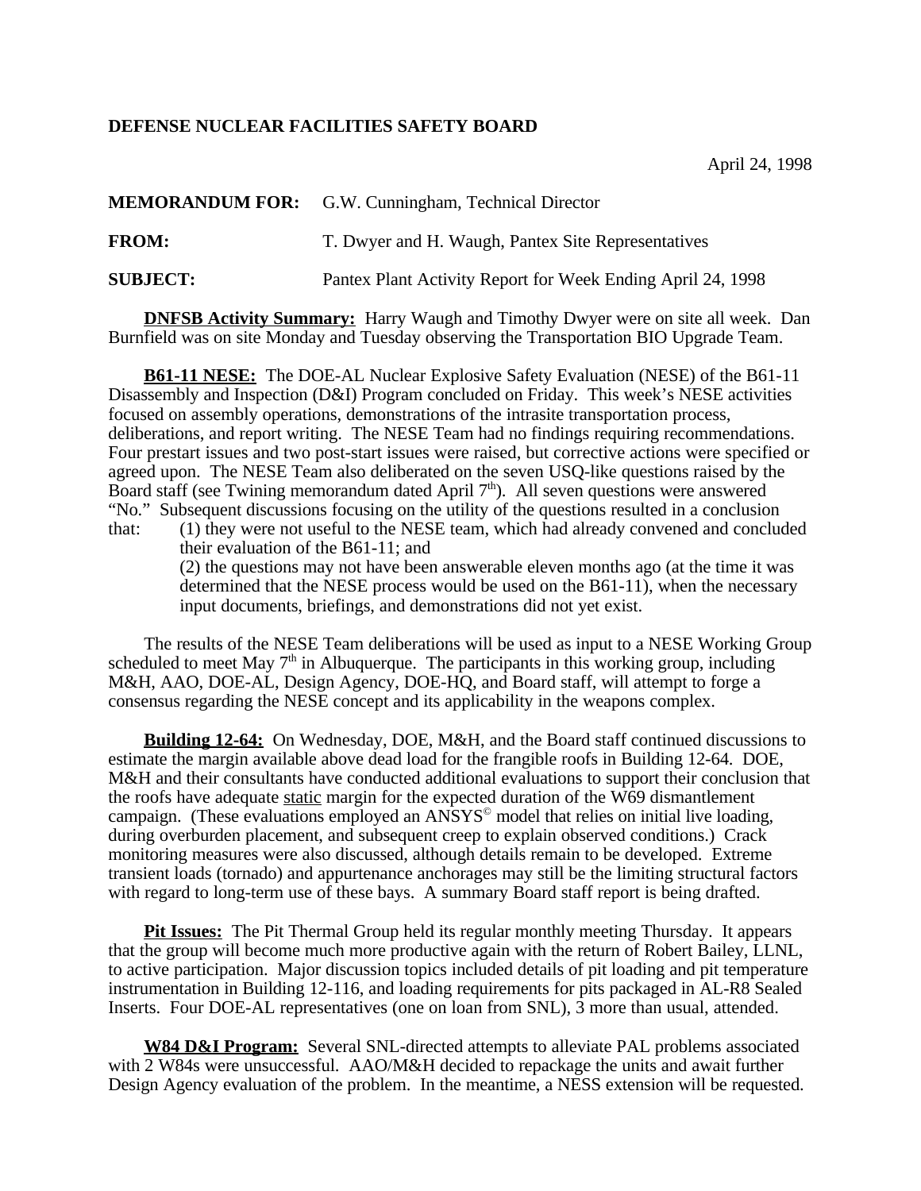**DEFENSE NUCLEAR FACILITIES SAFETY BOARD**

April 24, 1998

**MEMORANDUM FOR:** G.W. Cunningham, Technical Director

**FROM:** T. Dwyer and H. Waugh, Pantex Site Representatives

**SUBJECT:** Pantex Plant Activity Report for Week Ending April 24, 1998

**DNFSB Activity Summary:** Harry Waugh and Timothy Dwyer were on site all week. Dan Burnfield was on site Monday and Tuesday observing the Transportation BIO Upgrade Team.

**B61-11 NESE:** The DOE-AL Nuclear Explosive Safety Evaluation (NESE) of the B61-11 Disassembly and Inspection (D&I) Program concluded on Friday. This week's NESE activities focused on assembly operations, demonstrations of the intrasite transportation process, deliberations, and report writing. The NESE Team had no findings requiring recommendations. Four prestart issues and two post-start issues were raised, but corrective actions were specified or agreed upon. The NESE Team also deliberated on the seven USQ-like questions raised by the Board staff (see Twining memorandum dated April 7$^{th}$). All seven questions were answered "No." Subsequent discussions focusing on the utility of the questions resulted in a conclusion that:

(1) they were not useful to the NESE team, which had already convened and concluded their evaluation of the B61-11; and

(2) the questions may not have been answerable eleven months ago (at the time it was determined that the NESE process would be used on the B61-11), when the necessary input documents, briefings, and demonstrations did not yet exist.

The results of the NESE Team deliberations will be used as input to a NESE Working Group scheduled to meet May 7$^{th}$ in Albuquerque. The participants in this working group, including M&H, AAO, DOE-AL, Design Agency, DOE-HQ, and Board staff, will attempt to forge a consensus regarding the NESE concept and its applicability in the weapons complex.

**Building 12-64:** On Wednesday, DOE, M&H, and the Board staff continued discussions to estimate the margin available above dead load for the frangible roofs in Building 12-64. DOE, M&H and their consultants have conducted additional evaluations to support their conclusion that the roofs have adequate static margin for the expected duration of the W69 dismantlement campaign. (These evaluations employed an ANSYS© model that relies on initial live loading, during overburden placement, and subsequent creep to explain observed conditions.) Crack monitoring measures were also discussed, although details remain to be developed. Extreme transient loads (tornado) and appurtenance anchorages may still be the limiting structural factors with regard to long-term use of these bays. A summary Board staff report is being drafted.

**Pit Issues:** The Pit Thermal Group held its regular monthly meeting Thursday. It appears that the group will become much more productive again with the return of Robert Bailey, LLNL, to active participation. Major discussion topics included details of pit loading and pit temperature instrumentation in Building 12-116, and loading requirements for pits packaged in AL-R8 Sealed Inserts. Four DOE-AL representatives (one on loan from SNL), 3 more than usual, attended.

**W84 D&I Program:** Several SNL-directed attempts to alleviate PAL problems associated with 2 W84s were unsuccessful. AAO/M&H decided to repackage the units and await further Design Agency evaluation of the problem. In the meantime, a NESS extension will be requested.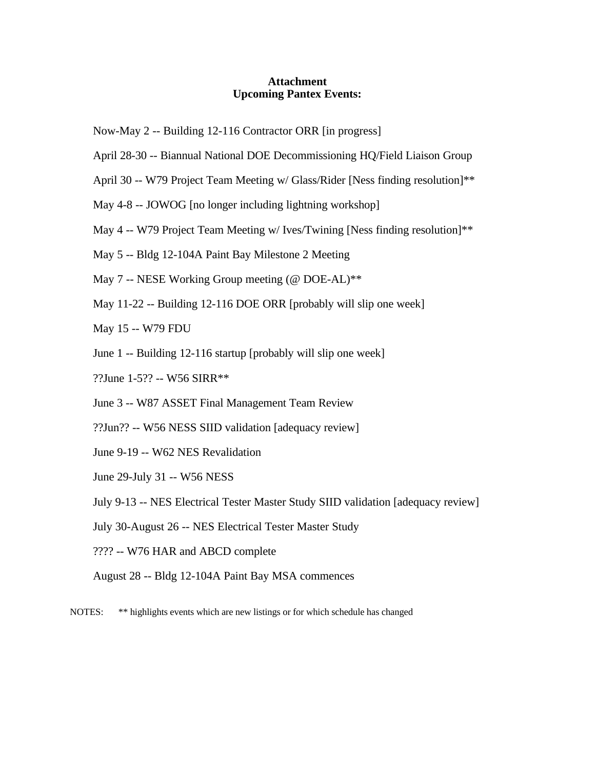**Attachment**
**Upcoming Pantex Events:**

Now-May 2 -- Building 12-116 Contractor ORR [in progress]

April 28-30 -- Biannual National DOE Decommissioning HQ/Field Liaison Group

April 30 -- W79 Project Team Meeting w/ Glass/Rider [Ness finding resolution]**

May 4-8 -- JOWOG [no longer including lightning workshop]

May 4 -- W79 Project Team Meeting w/ Ives/Twining [Ness finding resolution]**

May 5 -- Bldg 12-104A Paint Bay Milestone 2 Meeting

May 7 -- NESE Working Group meeting (@ DOE-AL)**

May 11-22 -- Building 12-116 DOE ORR [probably will slip one week]

May 15 -- W79 FDU

June 1 -- Building 12-116 startup [probably will slip one week]

??June 1-5?? -- W56 SIRR**

June 3 -- W87 ASSET Final Management Team Review

??Jun?? -- W56 NESS SIID validation [adequacy review]

June 9-19 -- W62 NES Revalidation

June 29-July 31 -- W56 NESS

July 9-13 -- NES Electrical Tester Master Study SIID validation [adequacy review]

July 30-August 26 -- NES Electrical Tester Master Study

???? -- W76 HAR and ABCD complete

August 28 -- Bldg 12-104A Paint Bay MSA commences

NOTES: ** highlights events which are new listings or for which schedule has changed